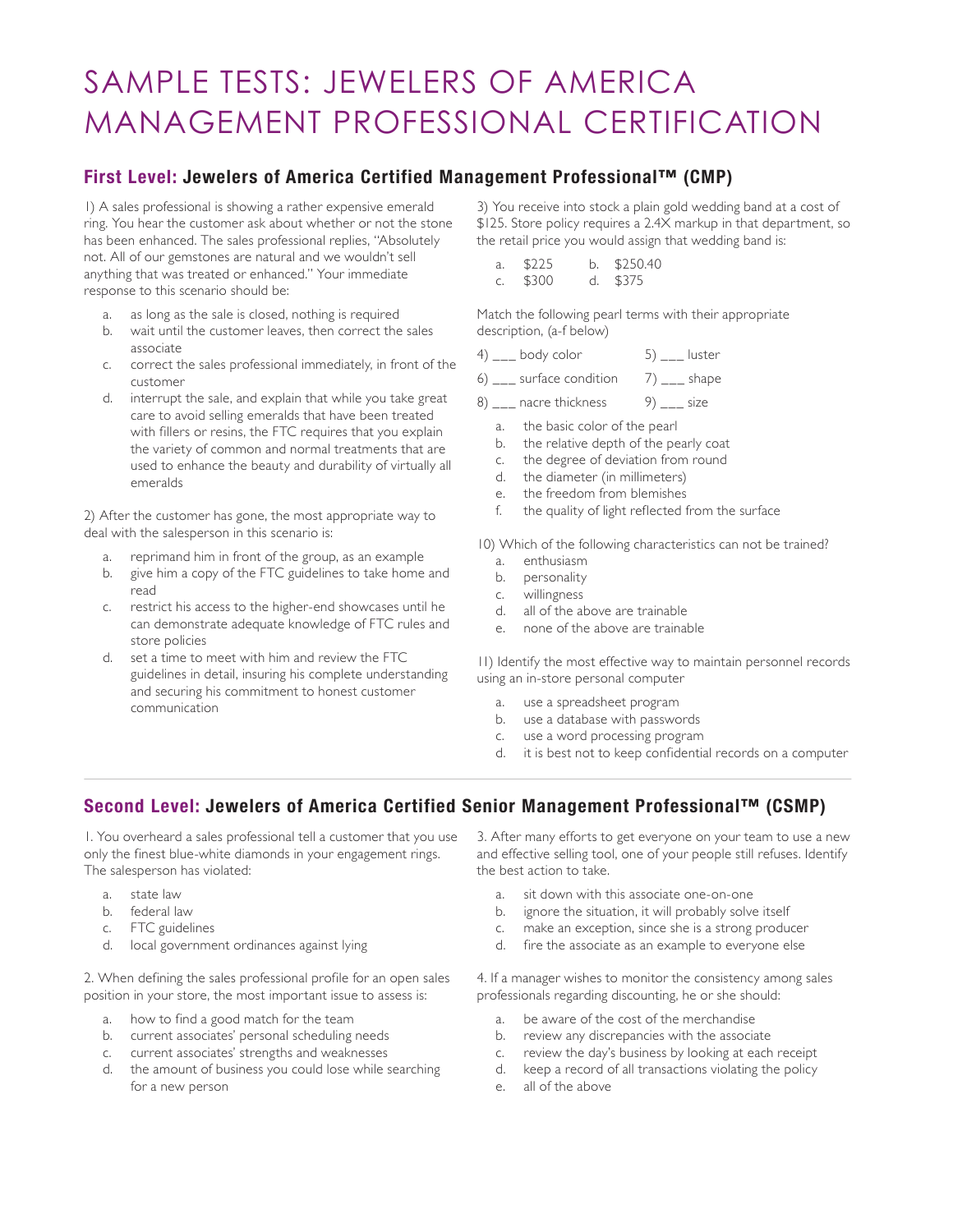# SAMPLE TESTS: JEWELERS OF AMERICA MANAGEMENT PROFESSIONAL CERTIFICATION

## First Level: Jewelers of America Certified Management Professional™ (CMP)

1) A sales professional is showing a rather expensive emerald ring. You hear the customer ask about whether or not the stone has been enhanced. The sales professional replies, "Absolutely not. All of our gemstones are natural and we wouldn't sell anything that was treated or enhanced." Your immediate response to this scenario should be:

a. as long as the sale is closed, nothing is required
b. wait until the customer leaves, then correct the sales associate
c. correct the sales professional immediately, in front of the customer
d. interrupt the sale, and explain that while you take great care to avoid selling emeralds that have been treated with fillers or resins, the FTC requires that you explain the variety of common and normal treatments that are used to enhance the beauty and durability of virtually all emeralds

2) After the customer has gone, the most appropriate way to deal with the salesperson in this scenario is:

a. reprimand him in front of the group, as an example
b. give him a copy of the FTC guidelines to take home and read
c. restrict his access to the higher-end showcases until he can demonstrate adequate knowledge of FTC rules and store policies
d. set a time to meet with him and review the FTC guidelines in detail, insuring his complete understanding and securing his commitment to honest customer communication

3) You receive into stock a plain gold wedding band at a cost of $125. Store policy requires a 2.4X markup in that department, so the retail price you would assign that wedding band is:

a. $225 b. $250.40
c. $300 d. $375

Match the following pearl terms with their appropriate description, (a-f below)

4) ___ body color
5) ___ luster
6) ___ surface condition
7) ___ shape
8) ___ nacre thickness
9) ___ size

a. the basic color of the pearl
b. the relative depth of the pearly coat
c. the degree of deviation from round
d. the diameter (in millimeters)
e. the freedom from blemishes
f. the quality of light reflected from the surface

10) Which of the following characteristics can not be trained?

a. enthusiasm
b. personality
c. willingness
d. all of the above are trainable
e. none of the above are trainable

11) Identify the most effective way to maintain personnel records using an in-store personal computer

a. use a spreadsheet program
b. use a database with passwords
c. use a word processing program
d. it is best not to keep confidential records on a computer

## Second Level: Jewelers of America Certified Senior Management Professional™ (CSMP)

1. You overheard a sales professional tell a customer that you use only the finest blue-white diamonds in your engagement rings. The salesperson has violated:

a. state law
b. federal law
c. FTC guidelines
d. local government ordinances against lying

2. When defining the sales professional profile for an open sales position in your store, the most important issue to assess is:

a. how to find a good match for the team
b. current associates' personal scheduling needs
c. current associates' strengths and weaknesses
d. the amount of business you could lose while searching for a new person

3. After many efforts to get everyone on your team to use a new and effective selling tool, one of your people still refuses. Identify the best action to take.

a. sit down with this associate one-on-one
b. ignore the situation, it will probably solve itself
c. make an exception, since she is a strong producer
d. fire the associate as an example to everyone else

4. If a manager wishes to monitor the consistency among sales professionals regarding discounting, he or she should:

a. be aware of the cost of the merchandise
b. review any discrepancies with the associate
c. review the day's business by looking at each receipt
d. keep a record of all transactions violating the policy
e. all of the above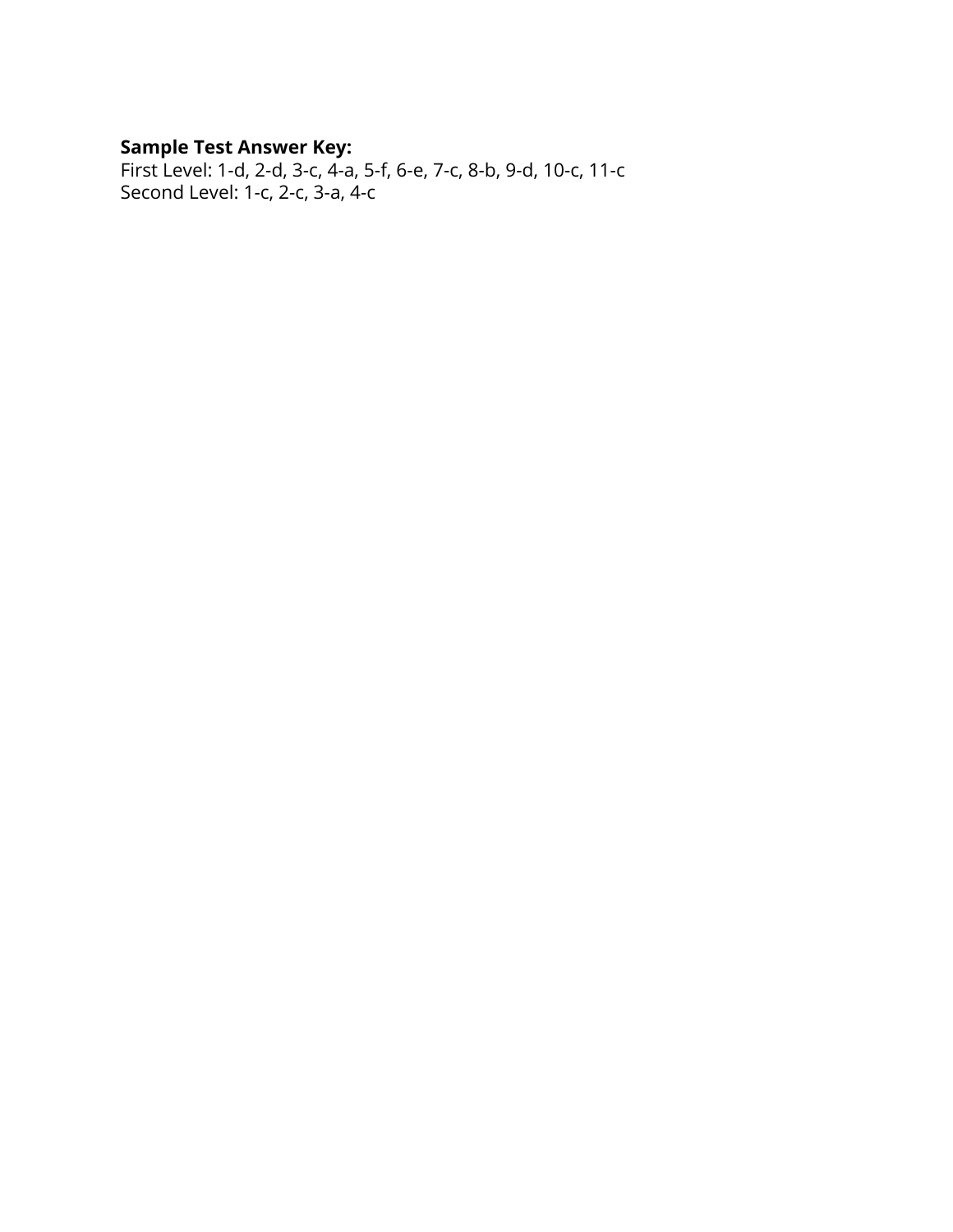**Sample Test Answer Key:**
First Level: 1-d, 2-d, 3-c, 4-a, 5-f, 6-e, 7-c, 8-b, 9-d, 10-c, 11-c
Second Level: 1-c, 2-c, 3-a, 4-c